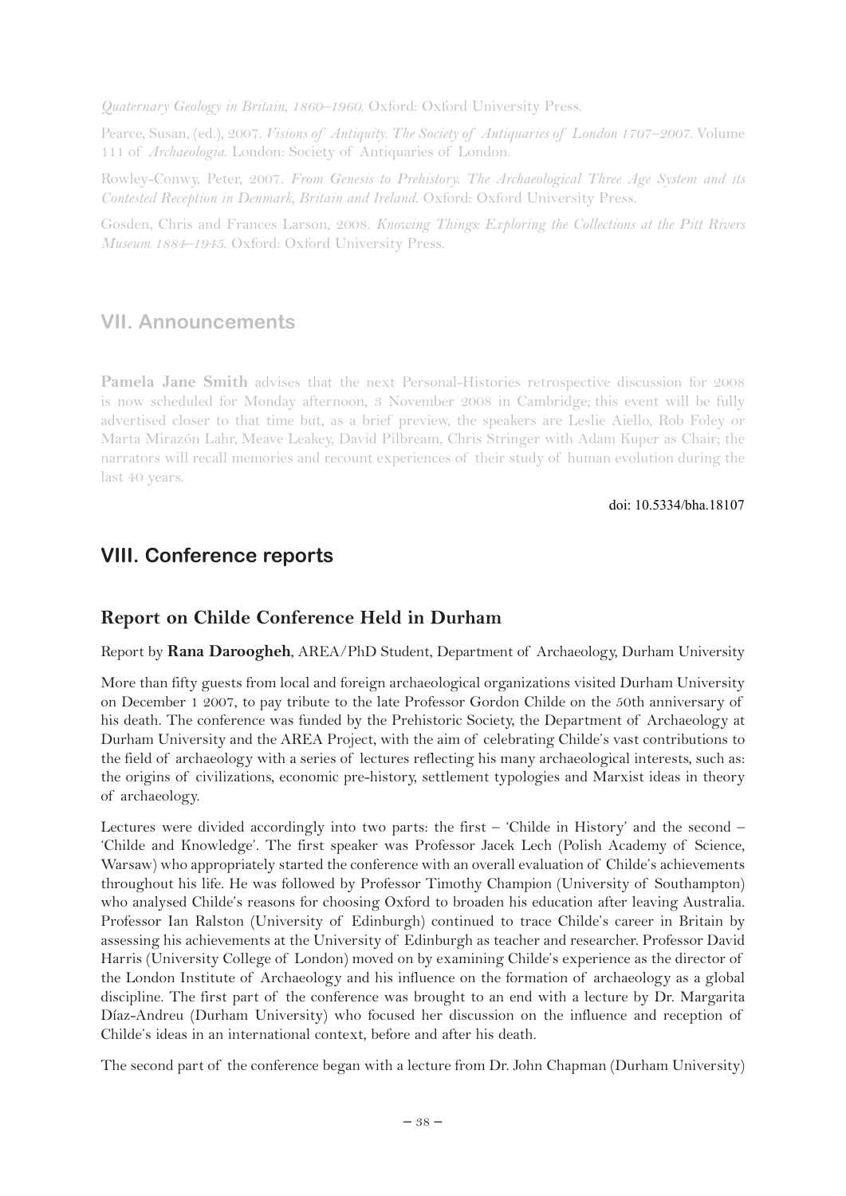*Quaternary Geology in Britain, 1860–1960*. Oxford: Oxford University Press.

Pearce, Susan, (ed.), 2007. *Visions of Antiquity. The Society of Antiquaries of London 1707–2007*. Volume 111 of *Archaeologia*. London: Society of Antiquaries of London.

Rowley-Conwy, Peter, 2007. *From Genesis to Prehistory. The Archaeological Three Age System and its Contested Reception in Denmark, Britain and Ireland*. Oxford: Oxford University Press.

Gosden, Chris and Frances Larson, 2008. *Knowing Things: Exploring the Collections at the Pitt Rivers Museum 1884–1945*. Oxford: Oxford University Press.

## VII. Announcements

**Pamela Jane Smith** advises that the next Personal-Histories retrospective discussion for 2008 is now scheduled for Monday afternoon, 3 November 2008 in Cambridge; this event will be fully advertised closer to that time but, as a brief preview, the speakers are Leslie Aiello, Rob Foley or Marta Mirazón Lahr, Meave Leakey, David Pilbream, Chris Stringer with Adam Kuper as Chair; the narrators will recall memories and recount experiences of their study of human evolution during the last 40 years.

doi: 10.5334/bha.18107

## VIII. Conference reports

### Report on Childe Conference Held in Durham

Report by **Rana Daroogheh**, AREA/PhD Student, Department of Archaeology, Durham University

More than fifty guests from local and foreign archaeological organizations visited Durham University on December 1 2007, to pay tribute to the late Professor Gordon Childe on the 50th anniversary of his death. The conference was funded by the Prehistoric Society, the Department of Archaeology at Durham University and the AREA Project, with the aim of celebrating Childe's vast contributions to the field of archaeology with a series of lectures reflecting his many archaeological interests, such as: the origins of civilizations, economic pre-history, settlement typologies and Marxist ideas in theory of archaeology.

Lectures were divided accordingly into two parts: the first – 'Childe in History' and the second – 'Childe and Knowledge'. The first speaker was Professor Jacek Lech (Polish Academy of Science, Warsaw) who appropriately started the conference with an overall evaluation of Childe's achievements throughout his life. He was followed by Professor Timothy Champion (University of Southampton) who analysed Childe's reasons for choosing Oxford to broaden his education after leaving Australia. Professor Ian Ralston (University of Edinburgh) continued to trace Childe's career in Britain by assessing his achievements at the University of Edinburgh as teacher and researcher. Professor David Harris (University College of London) moved on by examining Childe's experience as the director of the London Institute of Archaeology and his influence on the formation of archaeology as a global discipline. The first part of the conference was brought to an end with a lecture by Dr. Margarita Díaz-Andreu (Durham University) who focused her discussion on the influence and reception of Childe's ideas in an international context, before and after his death.

The second part of the conference began with a lecture from Dr. John Chapman (Durham University)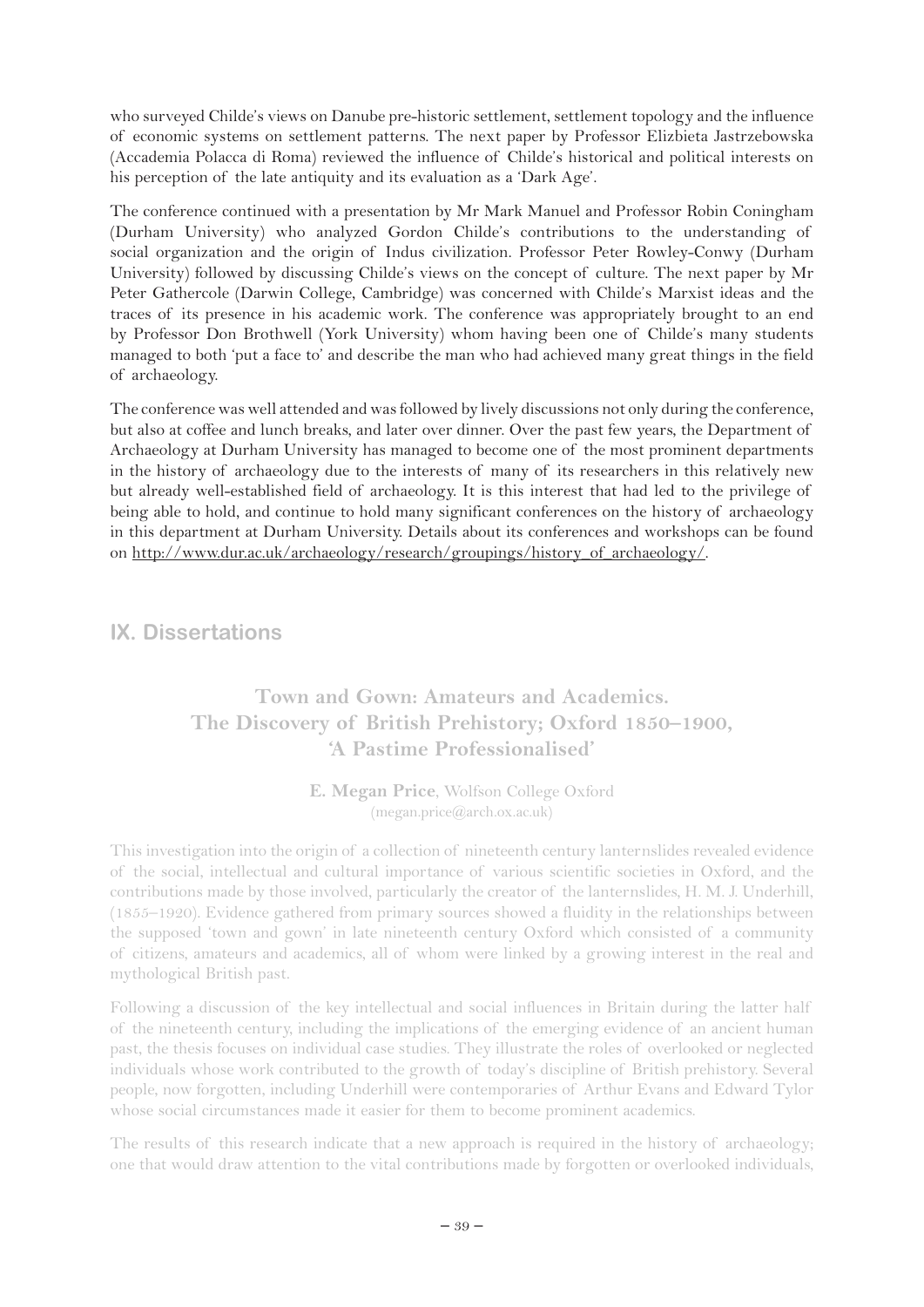who surveyed Childe's views on Danube pre-historic settlement, settlement topology and the influence of economic systems on settlement patterns. The next paper by Professor Elzbieta Jastrzebowska (Accademia Polacca di Roma) reviewed the influence of Childe's historical and political interests on his perception of the late antiquity and its evaluation as a 'Dark Age'.

The conference continued with a presentation by Mr Mark Manuel and Professor Robin Coningham (Durham University) who analyzed Gordon Childe's contributions to the understanding of social organization and the origin of Indus civilization. Professor Peter Rowley-Conwy (Durham University) followed by discussing Childe's views on the concept of culture. The next paper by Mr Peter Gathercole (Darwin College, Cambridge) was concerned with Childe's Marxist ideas and the traces of its presence in his academic work. The conference was appropriately brought to an end by Professor Don Brothwell (York University) whom having been one of Childe's many students managed to both 'put a face to' and describe the man who had achieved many great things in the field of archaeology.

The conference was well attended and was followed by lively discussions not only during the conference, but also at coffee and lunch breaks, and later over dinner. Over the past few years, the Department of Archaeology at Durham University has managed to become one of the most prominent departments in the history of archaeology due to the interests of many of its researchers in this relatively new but already well-established field of archaeology. It is this interest that had led to the privilege of being able to hold, and continue to hold many significant conferences on the history of archaeology in this department at Durham University. Details about its conferences and workshops can be found on http://www.dur.ac.uk/archaeology/research/groupings/history_of_archaeology/.

## IX. Dissertations

### Town and Gown: Amateurs and Academics. The Discovery of British Prehistory; Oxford 1850–1900, 'A Pastime Professionalised'

**E. Megan Price**, Wolfson College Oxford
(megan.price@arch.ox.ac.uk)

This investigation into the origin of a collection of nineteenth century lanternslides revealed evidence of the social, intellectual and cultural importance of various scientific societies in Oxford, and the contributions made by those involved, particularly the creator of the lanternslides, H. M. J. Underhill, (1855–1920). Evidence gathered from primary sources showed a fluidity in the relationships between the supposed 'town and gown' in late nineteenth century Oxford which consisted of a community of citizens, amateurs and academics, all of whom were linked by a growing interest in the real and mythological British past.

Following a discussion of the key intellectual and social influences in Britain during the latter half of the nineteenth century, including the implications of the emerging evidence of an ancient human past, the thesis focuses on individual case studies. They illustrate the roles of overlooked or neglected individuals whose work contributed to the growth of today's discipline of British prehistory. Several people, now forgotten, including Underhill were contemporaries of Arthur Evans and Edward Tylor whose social circumstances made it easier for them to become prominent academics.

The results of this research indicate that a new approach is required in the history of archaeology; one that would draw attention to the vital contributions made by forgotten or overlooked individuals,